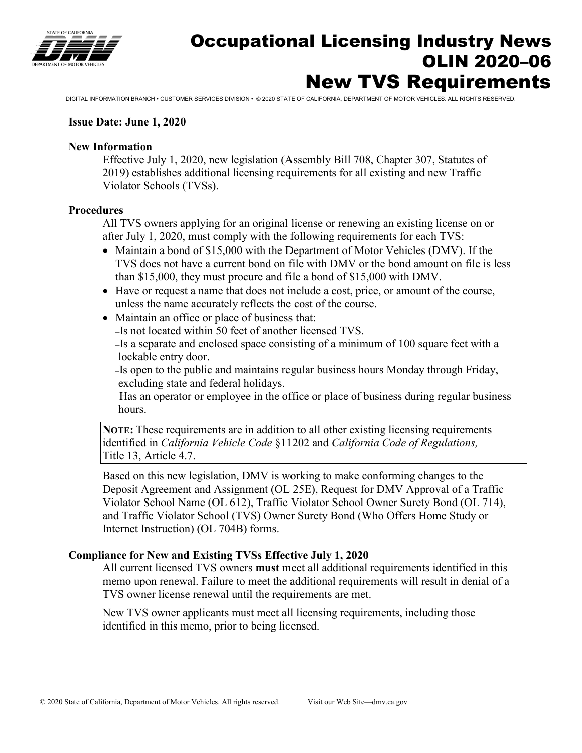# Occupational Licensing Industry News
# OLIN 2020–06
# New TVS Requirements

DIGITAL INFORMATION BRANCH • CUSTOMER SERVICES DIVISION • © 2020 STATE OF CALIFORNIA, DEPARTMENT OF MOTOR VEHICLES. ALL RIGHTS RESERVED.

**Issue Date: June 1, 2020**

### New Information

Effective July 1, 2020, new legislation (Assembly Bill 708, Chapter 307, Statutes of 2019) establishes additional licensing requirements for all existing and new Traffic Violator Schools (TVSs).

### Procedures

All TVS owners applying for an original license or renewing an existing license on or after July 1, 2020, must comply with the following requirements for each TVS:

- Maintain a bond of $15,000 with the Department of Motor Vehicles (DMV). If the TVS does not have a current bond on file with DMV or the bond amount on file is less than $15,000, they must procure and file a bond of $15,000 with DMV.
- Have or request a name that does not include a cost, price, or amount of the course, unless the name accurately reflects the cost of the course.
- Maintain an office or place of business that:
  - Is not located within 50 feet of another licensed TVS.
  - Is a separate and enclosed space consisting of a minimum of 100 square feet with a lockable entry door.
  - Is open to the public and maintains regular business hours Monday through Friday, excluding state and federal holidays.
  - Has an operator or employee in the office or place of business during regular business hours.

> **NOTE:** These requirements are in addition to all other existing licensing requirements identified in *California Vehicle Code* §11202 and *California Code of Regulations,* Title 13, Article 4.7.

Based on this new legislation, DMV is working to make conforming changes to the Deposit Agreement and Assignment (OL 25E), Request for DMV Approval of a Traffic Violator School Name (OL 612), Traffic Violator School Owner Surety Bond (OL 714), and Traffic Violator School (TVS) Owner Surety Bond (Who Offers Home Study or Internet Instruction) (OL 704B) forms.

### Compliance for New and Existing TVSs Effective July 1, 2020

All current licensed TVS owners **must** meet all additional requirements identified in this memo upon renewal. Failure to meet the additional requirements will result in denial of a TVS owner license renewal until the requirements are met.

New TVS owner applicants must meet all licensing requirements, including those identified in this memo, prior to being licensed.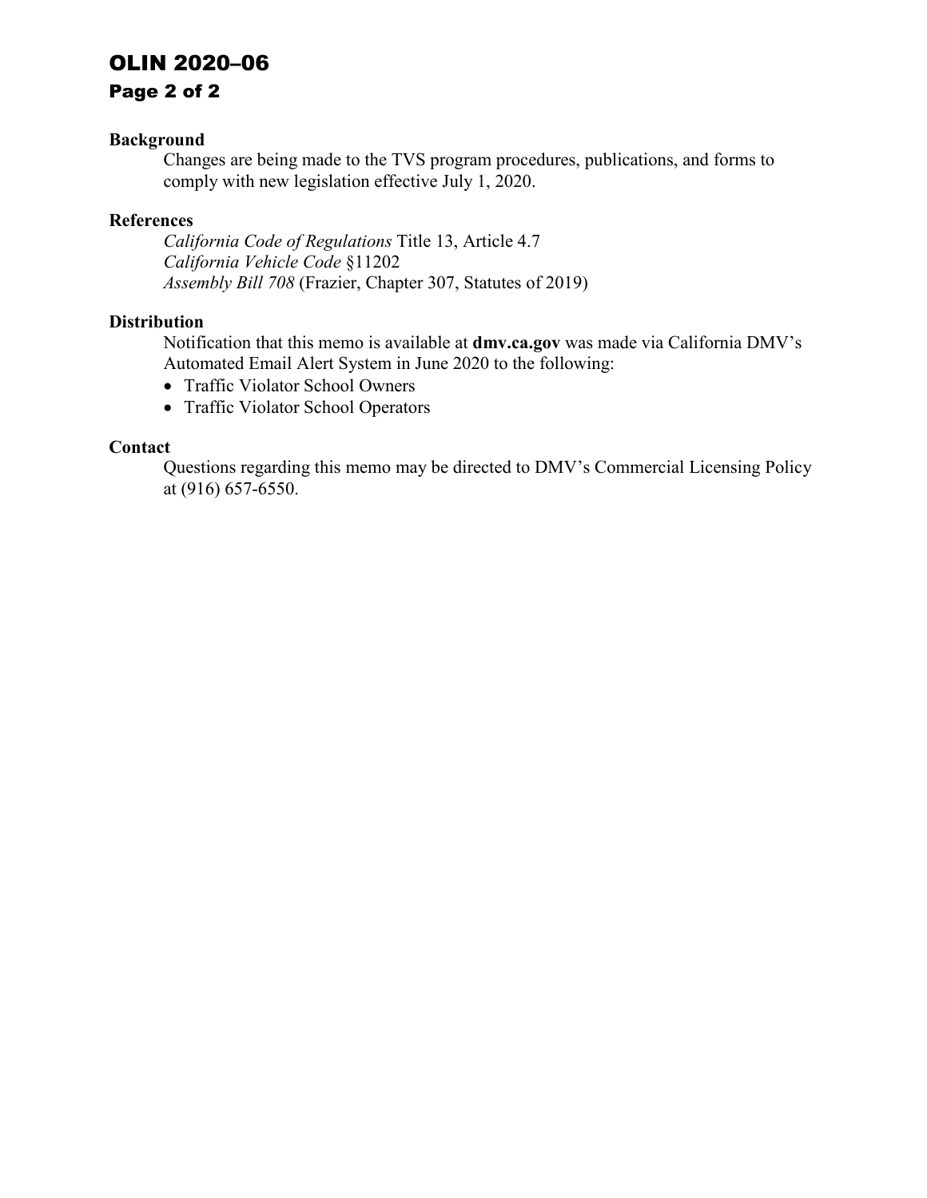## Background

Changes are being made to the TVS program procedures, publications, and forms to comply with new legislation effective July 1, 2020.

## References

*California Code of Regulations* Title 13, Article 4.7
*California Vehicle Code* §11202
*Assembly Bill 708* (Frazier, Chapter 307, Statutes of 2019)

## Distribution

Notification that this memo is available at **dmv.ca.gov** was made via California DMV's Automated Email Alert System in June 2020 to the following:

- Traffic Violator School Owners
- Traffic Violator School Operators

## Contact

Questions regarding this memo may be directed to DMV's Commercial Licensing Policy at (916) 657-6550.